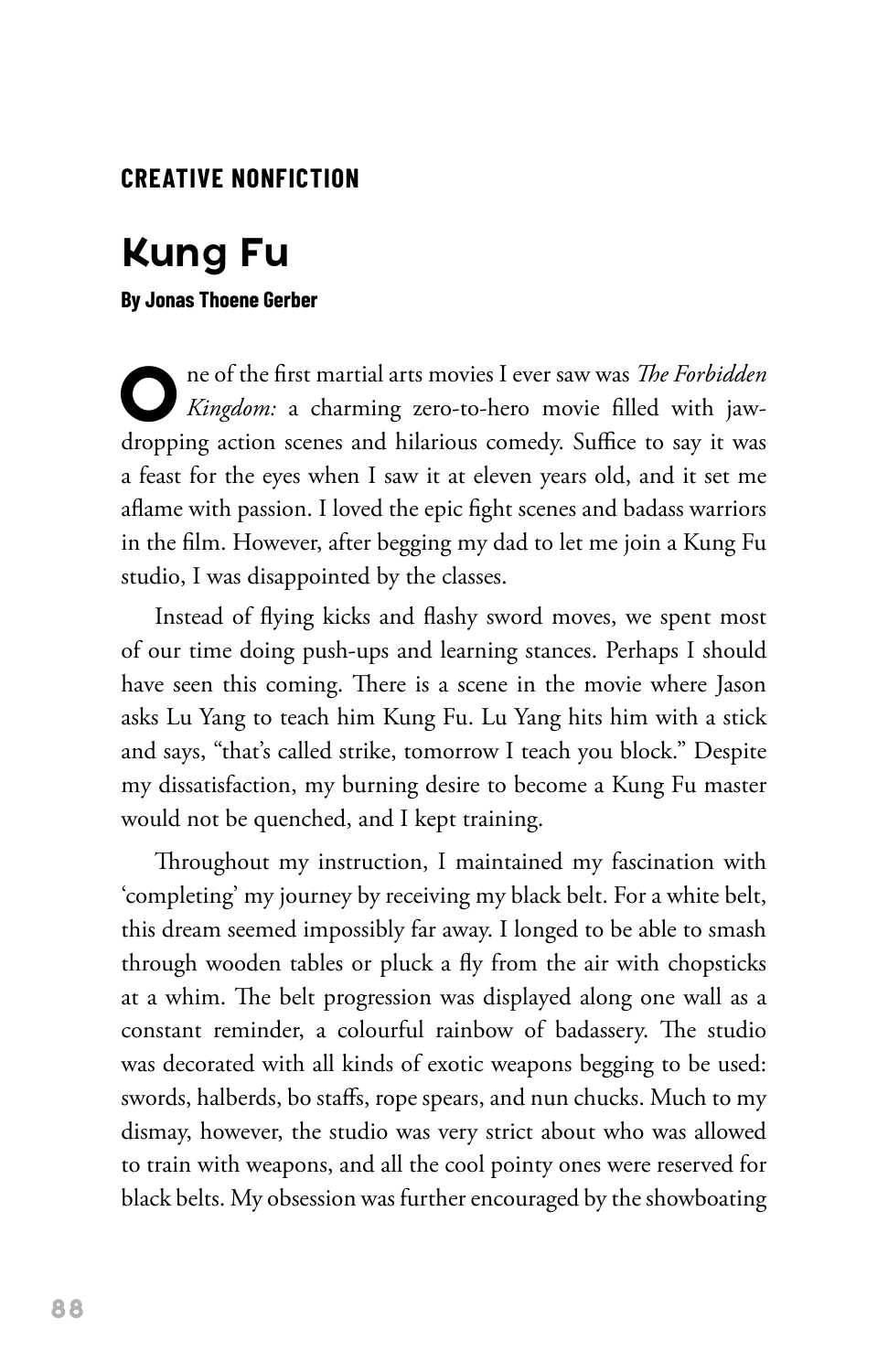**CREATIVE NONFICTION**

# Kung Fu

**By Jonas Thoene Gerber**

One of the first martial arts movies I ever saw was *The Forbidden Kingdom:* a charming zero-to-hero movie filled with jaw-dropping action scenes and hilarious comedy. Suffice to say it was a feast for the eyes when I saw it at eleven years old, and it set me aflame with passion. I loved the epic fight scenes and badass warriors in the film. However, after begging my dad to let me join a Kung Fu studio, I was disappointed by the classes.

Instead of flying kicks and flashy sword moves, we spent most of our time doing push-ups and learning stances. Perhaps I should have seen this coming. There is a scene in the movie where Jason asks Lu Yang to teach him Kung Fu. Lu Yang hits him with a stick and says, "that's called strike, tomorrow I teach you block." Despite my dissatisfaction, my burning desire to become a Kung Fu master would not be quenched, and I kept training.

Throughout my instruction, I maintained my fascination with 'completing' my journey by receiving my black belt. For a white belt, this dream seemed impossibly far away. I longed to be able to smash through wooden tables or pluck a fly from the air with chopsticks at a whim. The belt progression was displayed along one wall as a constant reminder, a colourful rainbow of badassery. The studio was decorated with all kinds of exotic weapons begging to be used: swords, halberds, bo staffs, rope spears, and nun chucks. Much to my dismay, however, the studio was very strict about who was allowed to train with weapons, and all the cool pointy ones were reserved for black belts. My obsession was further encouraged by the showboating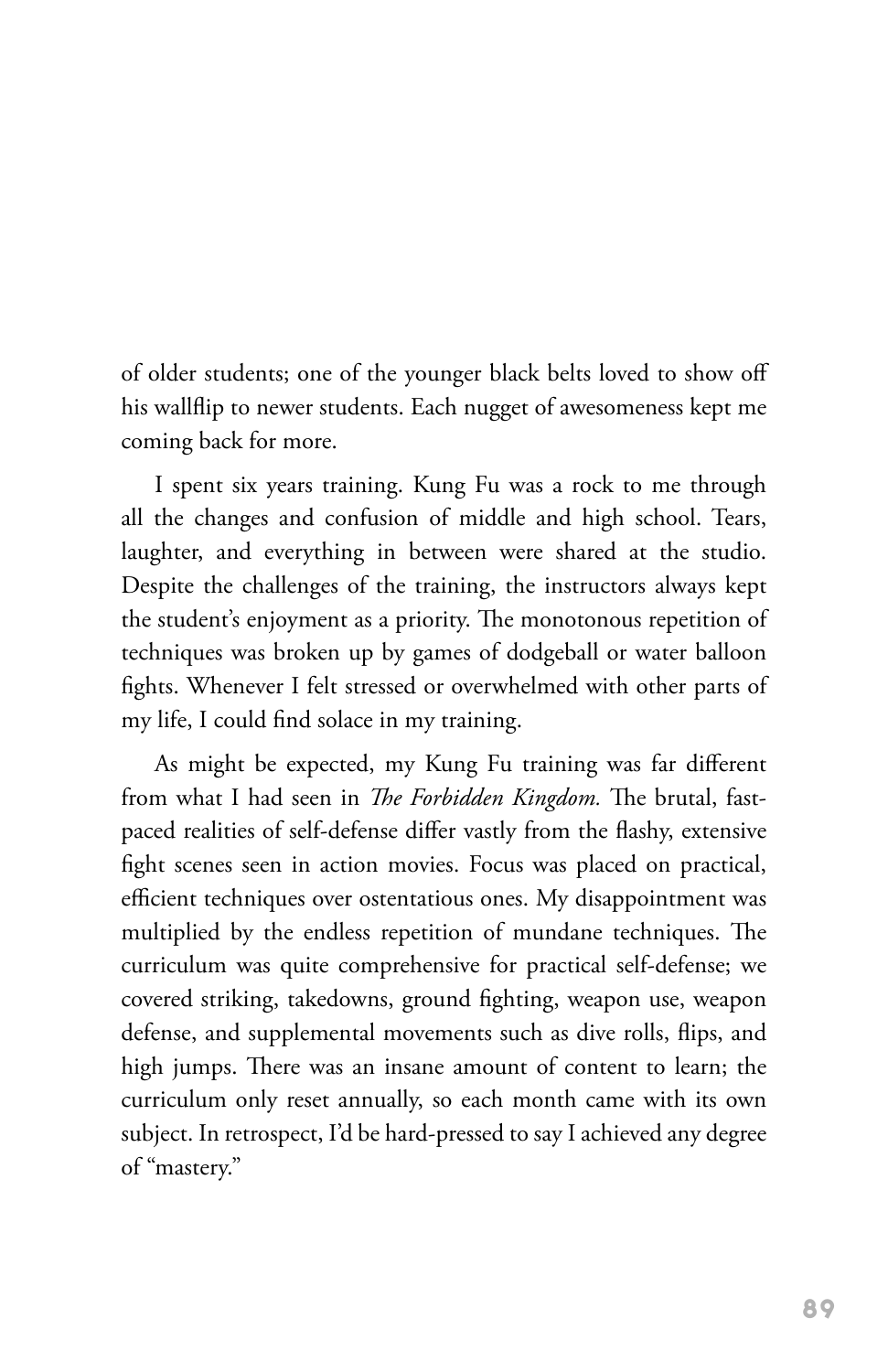of older students; one of the younger black belts loved to show off his wallflip to newer students. Each nugget of awesomeness kept me coming back for more.

I spent six years training. Kung Fu was a rock to me through all the changes and confusion of middle and high school. Tears, laughter, and everything in between were shared at the studio. Despite the challenges of the training, the instructors always kept the student's enjoyment as a priority. The monotonous repetition of techniques was broken up by games of dodgeball or water balloon fights. Whenever I felt stressed or overwhelmed with other parts of my life, I could find solace in my training.

As might be expected, my Kung Fu training was far different from what I had seen in *The Forbidden Kingdom.* The brutal, fast-paced realities of self-defense differ vastly from the flashy, extensive fight scenes seen in action movies. Focus was placed on practical, efficient techniques over ostentatious ones. My disappointment was multiplied by the endless repetition of mundane techniques. The curriculum was quite comprehensive for practical self-defense; we covered striking, takedowns, ground fighting, weapon use, weapon defense, and supplemental movements such as dive rolls, flips, and high jumps. There was an insane amount of content to learn; the curriculum only reset annually, so each month came with its own subject. In retrospect, I'd be hard-pressed to say I achieved any degree of "mastery."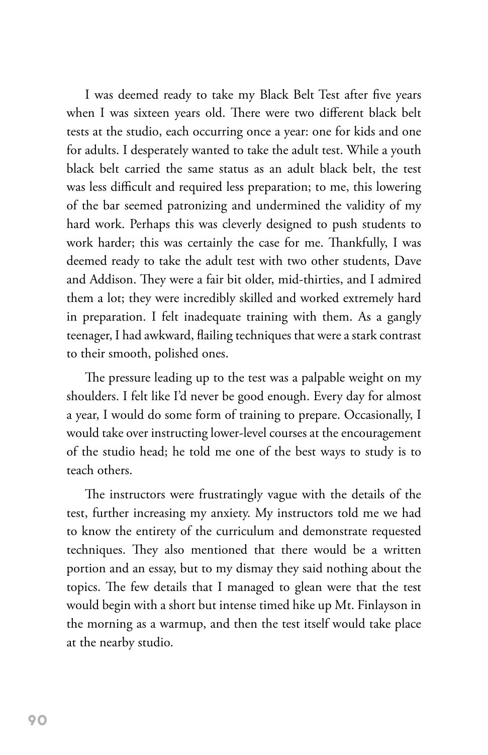I was deemed ready to take my Black Belt Test after five years when I was sixteen years old. There were two different black belt tests at the studio, each occurring once a year: one for kids and one for adults. I desperately wanted to take the adult test. While a youth black belt carried the same status as an adult black belt, the test was less difficult and required less preparation; to me, this lowering of the bar seemed patronizing and undermined the validity of my hard work. Perhaps this was cleverly designed to push students to work harder; this was certainly the case for me. Thankfully, I was deemed ready to take the adult test with two other students, Dave and Addison. They were a fair bit older, mid-thirties, and I admired them a lot; they were incredibly skilled and worked extremely hard in preparation. I felt inadequate training with them. As a gangly teenager, I had awkward, flailing techniques that were a stark contrast to their smooth, polished ones.

The pressure leading up to the test was a palpable weight on my shoulders. I felt like I'd never be good enough. Every day for almost a year, I would do some form of training to prepare. Occasionally, I would take over instructing lower-level courses at the encouragement of the studio head; he told me one of the best ways to study is to teach others.

The instructors were frustratingly vague with the details of the test, further increasing my anxiety. My instructors told me we had to know the entirety of the curriculum and demonstrate requested techniques. They also mentioned that there would be a written portion and an essay, but to my dismay they said nothing about the topics. The few details that I managed to glean were that the test would begin with a short but intense timed hike up Mt. Finlayson in the morning as a warmup, and then the test itself would take place at the nearby studio.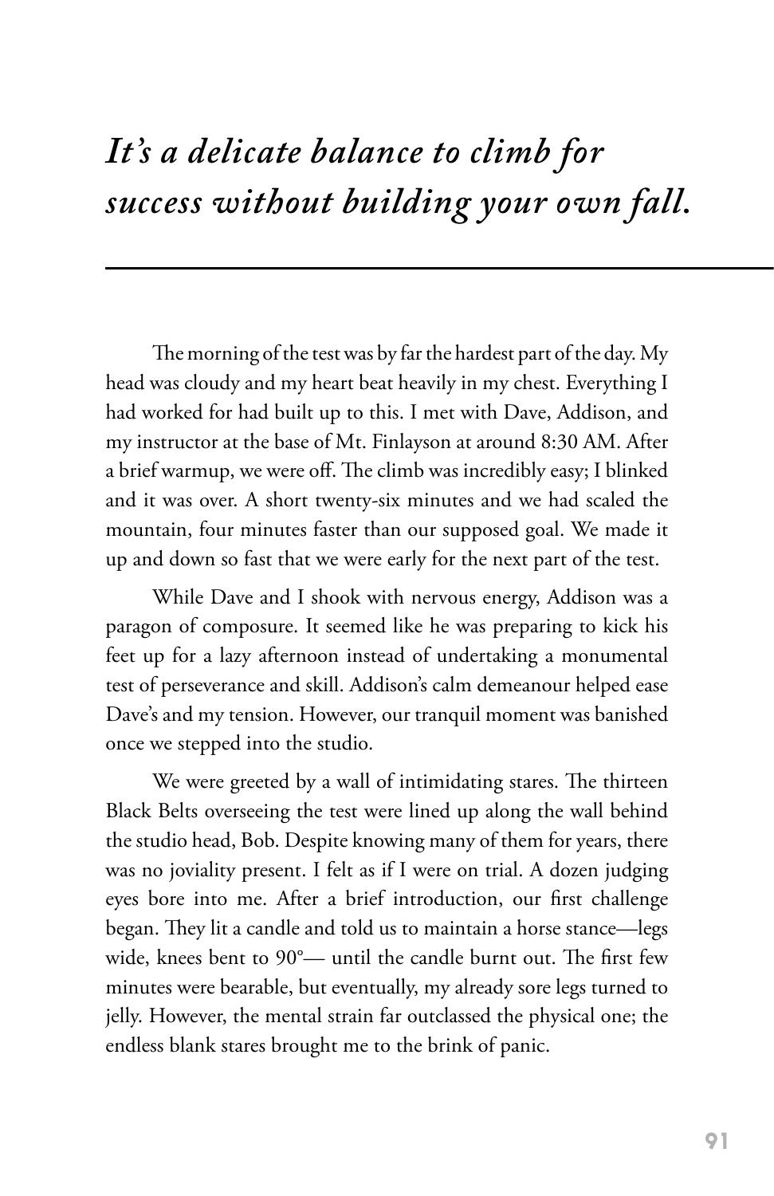*It's a delicate balance to climb for success without building your own fall.*

---

The morning of the test was by far the hardest part of the day. My head was cloudy and my heart beat heavily in my chest. Everything I had worked for had built up to this. I met with Dave, Addison, and my instructor at the base of Mt. Finlayson at around 8:30 AM. After a brief warmup, we were off. The climb was incredibly easy; I blinked and it was over. A short twenty-six minutes and we had scaled the mountain, four minutes faster than our supposed goal. We made it up and down so fast that we were early for the next part of the test.

While Dave and I shook with nervous energy, Addison was a paragon of composure. It seemed like he was preparing to kick his feet up for a lazy afternoon instead of undertaking a monumental test of perseverance and skill. Addison's calm demeanour helped ease Dave's and my tension. However, our tranquil moment was banished once we stepped into the studio.

We were greeted by a wall of intimidating stares. The thirteen Black Belts overseeing the test were lined up along the wall behind the studio head, Bob. Despite knowing many of them for years, there was no joviality present. I felt as if I were on trial. A dozen judging eyes bore into me. After a brief introduction, our first challenge began. They lit a candle and told us to maintain a horse stance—legs wide, knees bent to 90°— until the candle burnt out. The first few minutes were bearable, but eventually, my already sore legs turned to jelly. However, the mental strain far outclassed the physical one; the endless blank stares brought me to the brink of panic.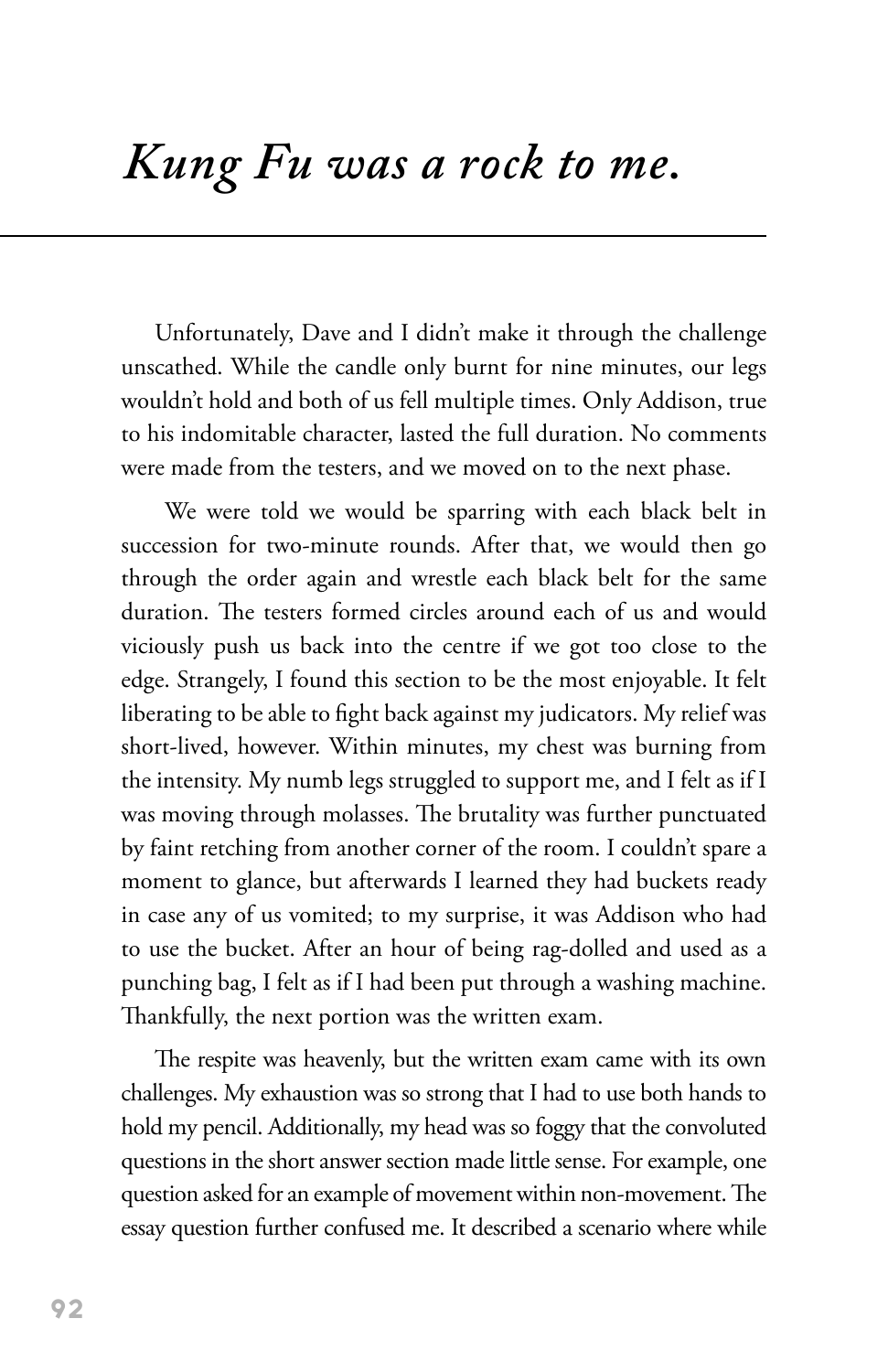# *Kung Fu was a rock to me.*

Unfortunately, Dave and I didn't make it through the challenge unscathed. While the candle only burnt for nine minutes, our legs wouldn't hold and both of us fell multiple times. Only Addison, true to his indomitable character, lasted the full duration. No comments were made from the testers, and we moved on to the next phase.

We were told we would be sparring with each black belt in succession for two-minute rounds. After that, we would then go through the order again and wrestle each black belt for the same duration. The testers formed circles around each of us and would viciously push us back into the centre if we got too close to the edge. Strangely, I found this section to be the most enjoyable. It felt liberating to be able to fight back against my judicators. My relief was short-lived, however. Within minutes, my chest was burning from the intensity. My numb legs struggled to support me, and I felt as if I was moving through molasses. The brutality was further punctuated by faint retching from another corner of the room. I couldn't spare a moment to glance, but afterwards I learned they had buckets ready in case any of us vomited; to my surprise, it was Addison who had to use the bucket. After an hour of being rag-dolled and used as a punching bag, I felt as if I had been put through a washing machine. Thankfully, the next portion was the written exam.

The respite was heavenly, but the written exam came with its own challenges. My exhaustion was so strong that I had to use both hands to hold my pencil. Additionally, my head was so foggy that the convoluted questions in the short answer section made little sense. For example, one question asked for an example of movement within non-movement. The essay question further confused me. It described a scenario where while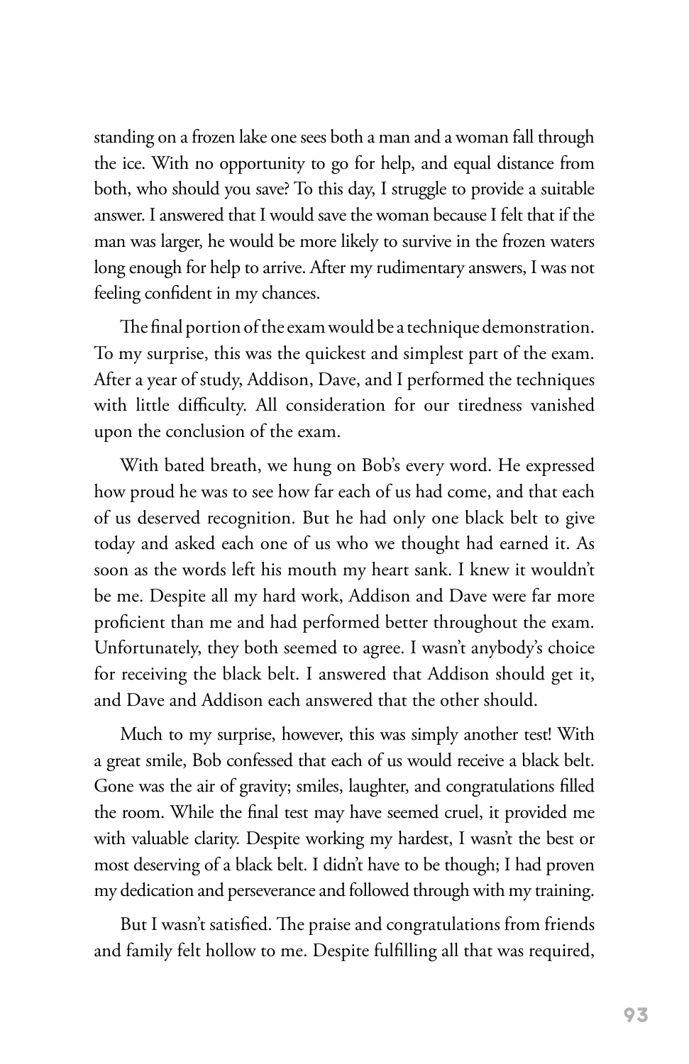standing on a frozen lake one sees both a man and a woman fall through the ice. With no opportunity to go for help, and equal distance from both, who should you save? To this day, I struggle to provide a suitable answer. I answered that I would save the woman because I felt that if the man was larger, he would be more likely to survive in the frozen waters long enough for help to arrive. After my rudimentary answers, I was not feeling confident in my chances.

The final portion of the exam would be a technique demonstration. To my surprise, this was the quickest and simplest part of the exam. After a year of study, Addison, Dave, and I performed the techniques with little difficulty. All consideration for our tiredness vanished upon the conclusion of the exam.

With bated breath, we hung on Bob's every word. He expressed how proud he was to see how far each of us had come, and that each of us deserved recognition. But he had only one black belt to give today and asked each one of us who we thought had earned it. As soon as the words left his mouth my heart sank. I knew it wouldn't be me. Despite all my hard work, Addison and Dave were far more proficient than me and had performed better throughout the exam. Unfortunately, they both seemed to agree. I wasn't anybody's choice for receiving the black belt. I answered that Addison should get it, and Dave and Addison each answered that the other should.

Much to my surprise, however, this was simply another test! With a great smile, Bob confessed that each of us would receive a black belt. Gone was the air of gravity; smiles, laughter, and congratulations filled the room. While the final test may have seemed cruel, it provided me with valuable clarity. Despite working my hardest, I wasn't the best or most deserving of a black belt. I didn't have to be though; I had proven my dedication and perseverance and followed through with my training.

But I wasn't satisfied. The praise and congratulations from friends and family felt hollow to me. Despite fulfilling all that was required,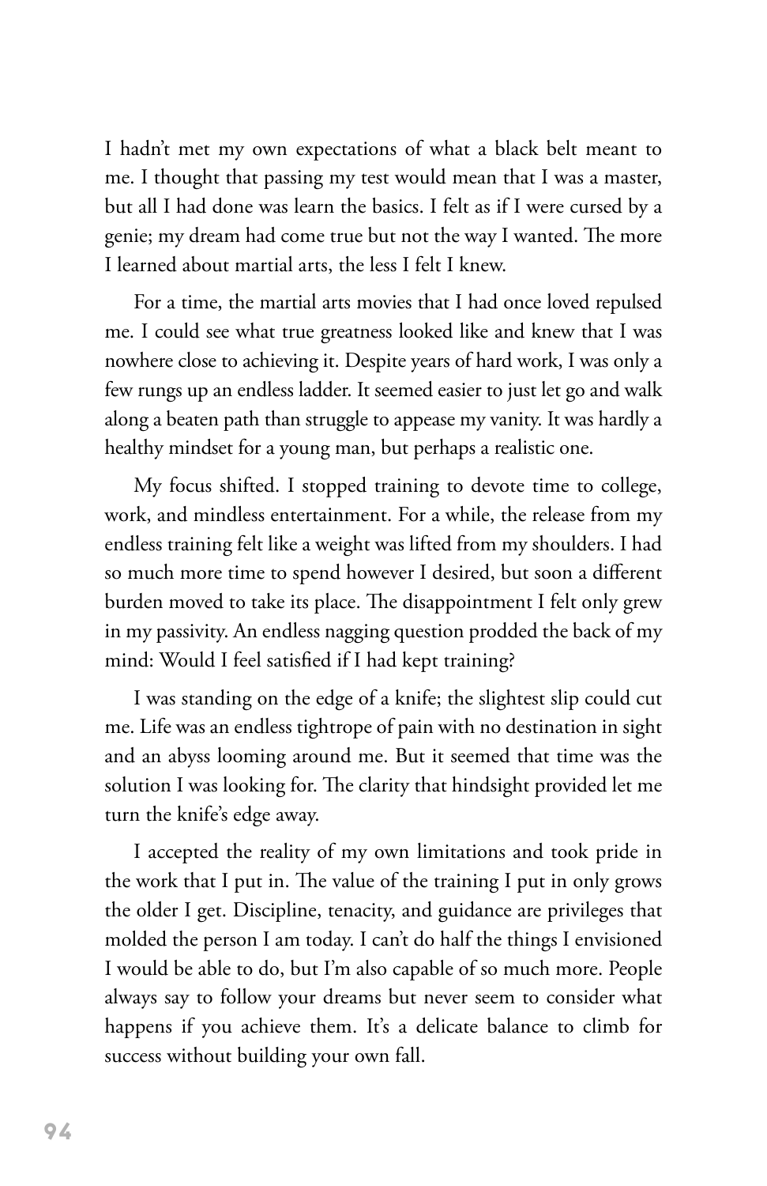I hadn't met my own expectations of what a black belt meant to me. I thought that passing my test would mean that I was a master, but all I had done was learn the basics. I felt as if I were cursed by a genie; my dream had come true but not the way I wanted. The more I learned about martial arts, the less I felt I knew.

For a time, the martial arts movies that I had once loved repulsed me. I could see what true greatness looked like and knew that I was nowhere close to achieving it. Despite years of hard work, I was only a few rungs up an endless ladder. It seemed easier to just let go and walk along a beaten path than struggle to appease my vanity. It was hardly a healthy mindset for a young man, but perhaps a realistic one.

My focus shifted. I stopped training to devote time to college, work, and mindless entertainment. For a while, the release from my endless training felt like a weight was lifted from my shoulders. I had so much more time to spend however I desired, but soon a different burden moved to take its place. The disappointment I felt only grew in my passivity. An endless nagging question prodded the back of my mind: Would I feel satisfied if I had kept training?

I was standing on the edge of a knife; the slightest slip could cut me. Life was an endless tightrope of pain with no destination in sight and an abyss looming around me. But it seemed that time was the solution I was looking for. The clarity that hindsight provided let me turn the knife's edge away.

I accepted the reality of my own limitations and took pride in the work that I put in. The value of the training I put in only grows the older I get. Discipline, tenacity, and guidance are privileges that molded the person I am today. I can't do half the things I envisioned I would be able to do, but I'm also capable of so much more. People always say to follow your dreams but never seem to consider what happens if you achieve them. It's a delicate balance to climb for success without building your own fall.